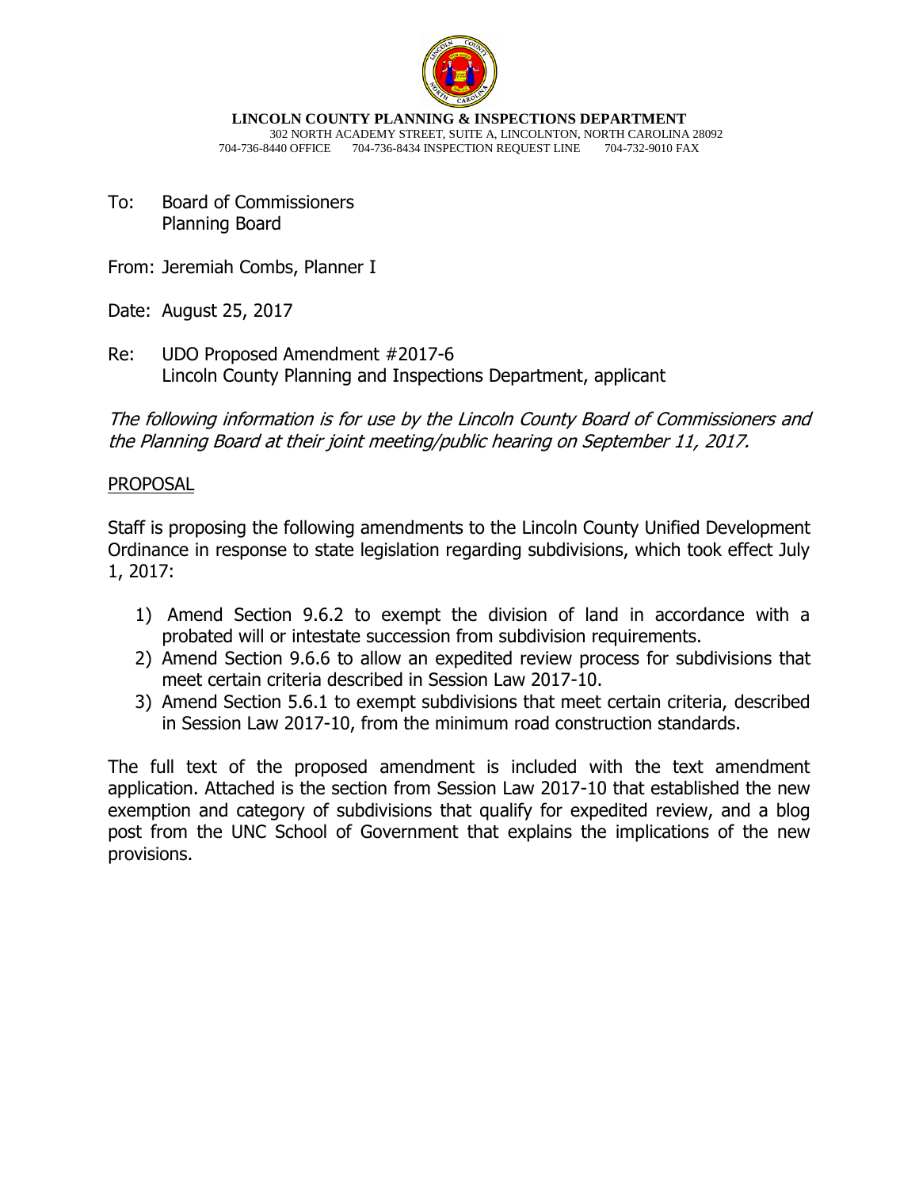**LINCOLN COUNTY PLANNING & INSPECTIONS DEPARTMENT**
302 NORTH ACADEMY STREET, SUITE A, LINCOLNTON, NORTH CAROLINA 28092
704-736-8440 OFFICE 704-736-8434 INSPECTION REQUEST LINE 704-732-9010 FAX

To: Board of Commissioners
Planning Board

From: Jeremiah Combs, Planner I

Date: August 25, 2017

Re: UDO Proposed Amendment #2017-6
Lincoln County Planning and Inspections Department, applicant

*The following information is for use by the Lincoln County Board of Commissioners and the Planning Board at their joint meeting/public hearing on September 11, 2017.*

PROPOSAL

Staff is proposing the following amendments to the Lincoln County Unified Development Ordinance in response to state legislation regarding subdivisions, which took effect July 1, 2017:

1) Amend Section 9.6.2 to exempt the division of land in accordance with a probated will or intestate succession from subdivision requirements.
2) Amend Section 9.6.6 to allow an expedited review process for subdivisions that meet certain criteria described in Session Law 2017-10.
3) Amend Section 5.6.1 to exempt subdivisions that meet certain criteria, described in Session Law 2017-10, from the minimum road construction standards.

The full text of the proposed amendment is included with the text amendment application. Attached is the section from Session Law 2017-10 that established the new exemption and category of subdivisions that qualify for expedited review, and a blog post from the UNC School of Government that explains the implications of the new provisions.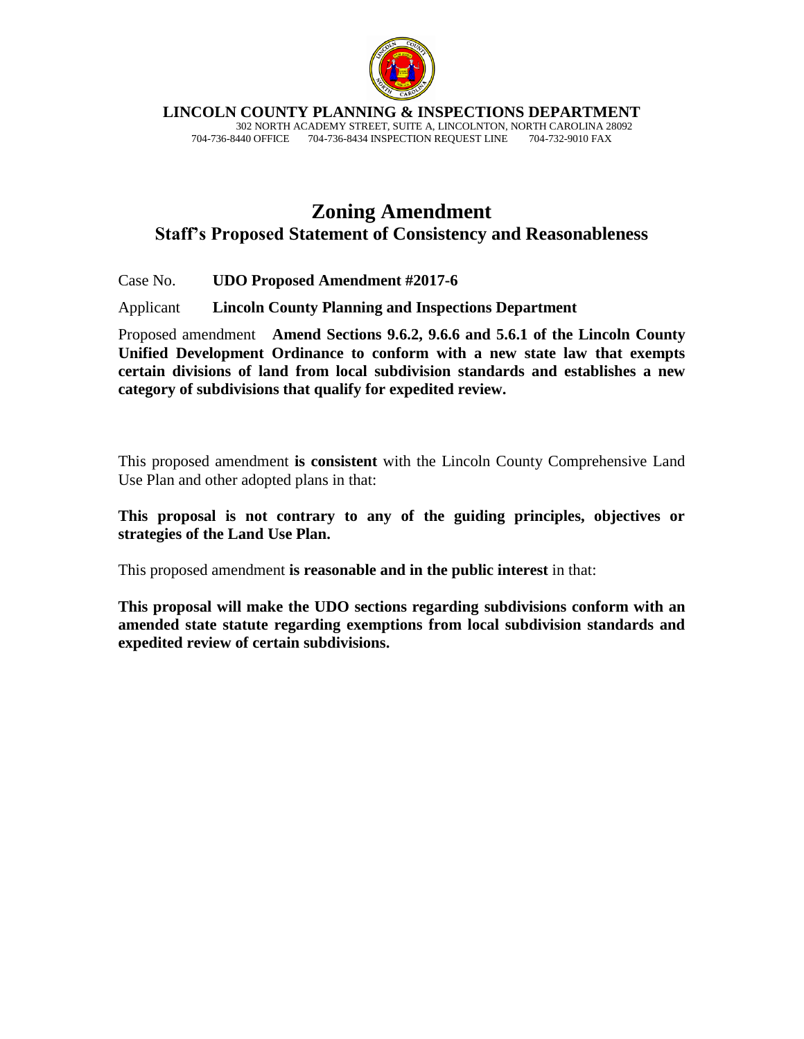**LINCOLN COUNTY PLANNING & INSPECTIONS DEPARTMENT**

302 NORTH ACADEMY STREET, SUITE A, LINCOLNTON, NORTH CAROLINA 28092

704-736-8440 OFFICE 704-736-8434 INSPECTION REQUEST LINE 704-732-9010 FAX

# Zoning Amendment

## Staff's Proposed Statement of Consistency and Reasonableness

Case No. **UDO Proposed Amendment #2017-6**

Applicant **Lincoln County Planning and Inspections Department**

Proposed amendment **Amend Sections 9.6.2, 9.6.6 and 5.6.1 of the Lincoln County Unified Development Ordinance to conform with a new state law that exempts certain divisions of land from local subdivision standards and establishes a new category of subdivisions that qualify for expedited review.**

This proposed amendment **is consistent** with the Lincoln County Comprehensive Land Use Plan and other adopted plans in that:

**This proposal is not contrary to any of the guiding principles, objectives or strategies of the Land Use Plan.**

This proposed amendment **is reasonable and in the public interest** in that:

**This proposal will make the UDO sections regarding subdivisions conform with an amended state statute regarding exemptions from local subdivision standards and expedited review of certain subdivisions.**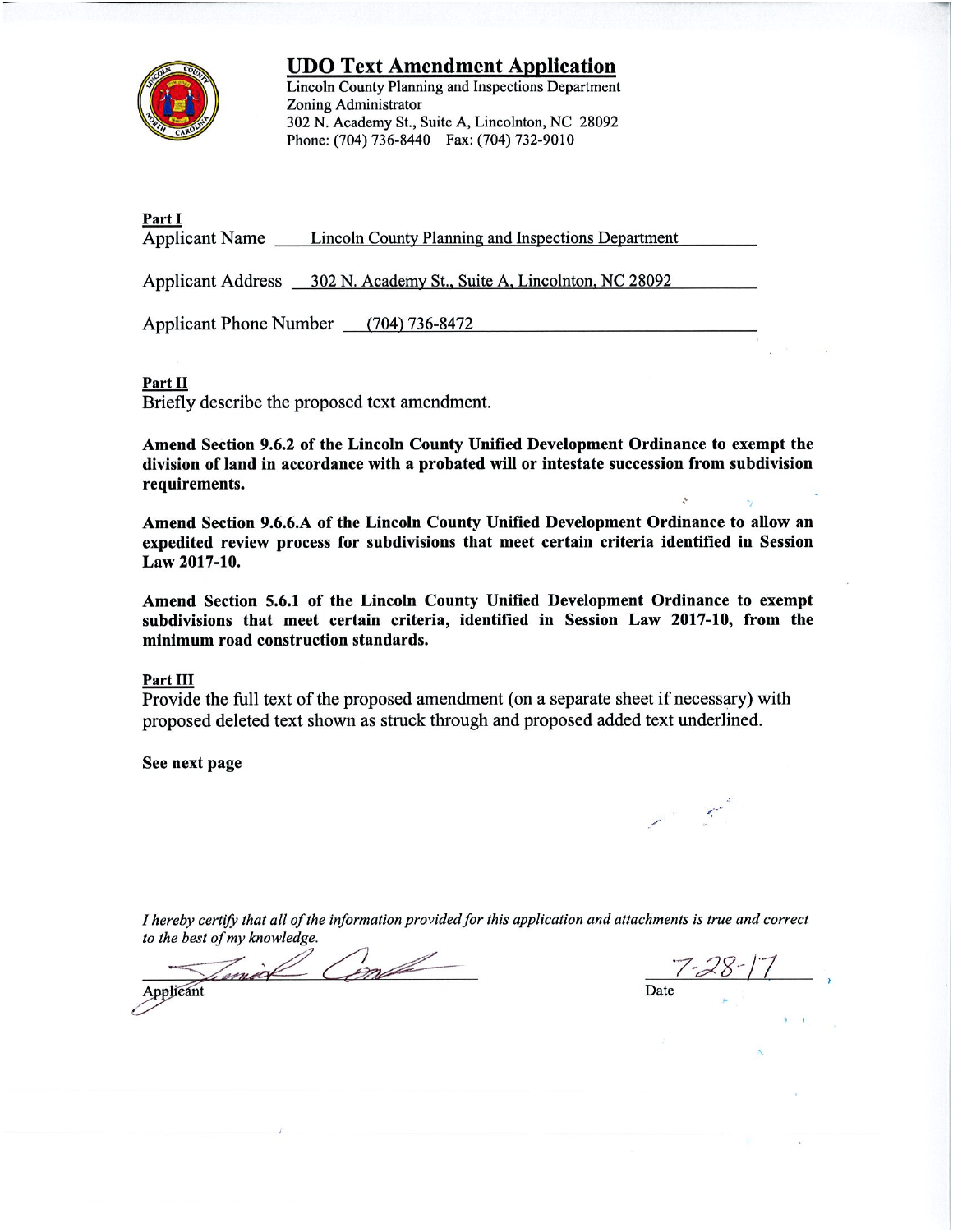# UDO Text Amendment Application

Lincoln County Planning and Inspections Department
Zoning Administrator
302 N. Academy St., Suite A, Lincolnton, NC 28092
Phone: (704) 736-8440 Fax: (704) 732-9010

**Part I**

Applicant Name: Lincoln County Planning and Inspections Department

Applicant Address: 302 N. Academy St., Suite A, Lincolnton, NC 28092

Applicant Phone Number: (704) 736-8472

**Part II**

Briefly describe the proposed text amendment.

**Amend Section 9.6.2 of the Lincoln County Unified Development Ordinance to exempt the division of land in accordance with a probated will or intestate succession from subdivision requirements.**

**Amend Section 9.6.6.A of the Lincoln County Unified Development Ordinance to allow an expedited review process for subdivisions that meet certain criteria identified in Session Law 2017-10.**

**Amend Section 5.6.1 of the Lincoln County Unified Development Ordinance to exempt subdivisions that meet certain criteria, identified in Session Law 2017-10, from the minimum road construction standards.**

**Part III**

Provide the full text of the proposed amendment (on a separate sheet if necessary) with proposed deleted text shown as struck through and proposed added text underlined.

**See next page**

*I hereby certify that all of the information provided for this application and attachments is true and correct to the best of my knowledge.*

Applicant: [signature]  Date: 7-28-17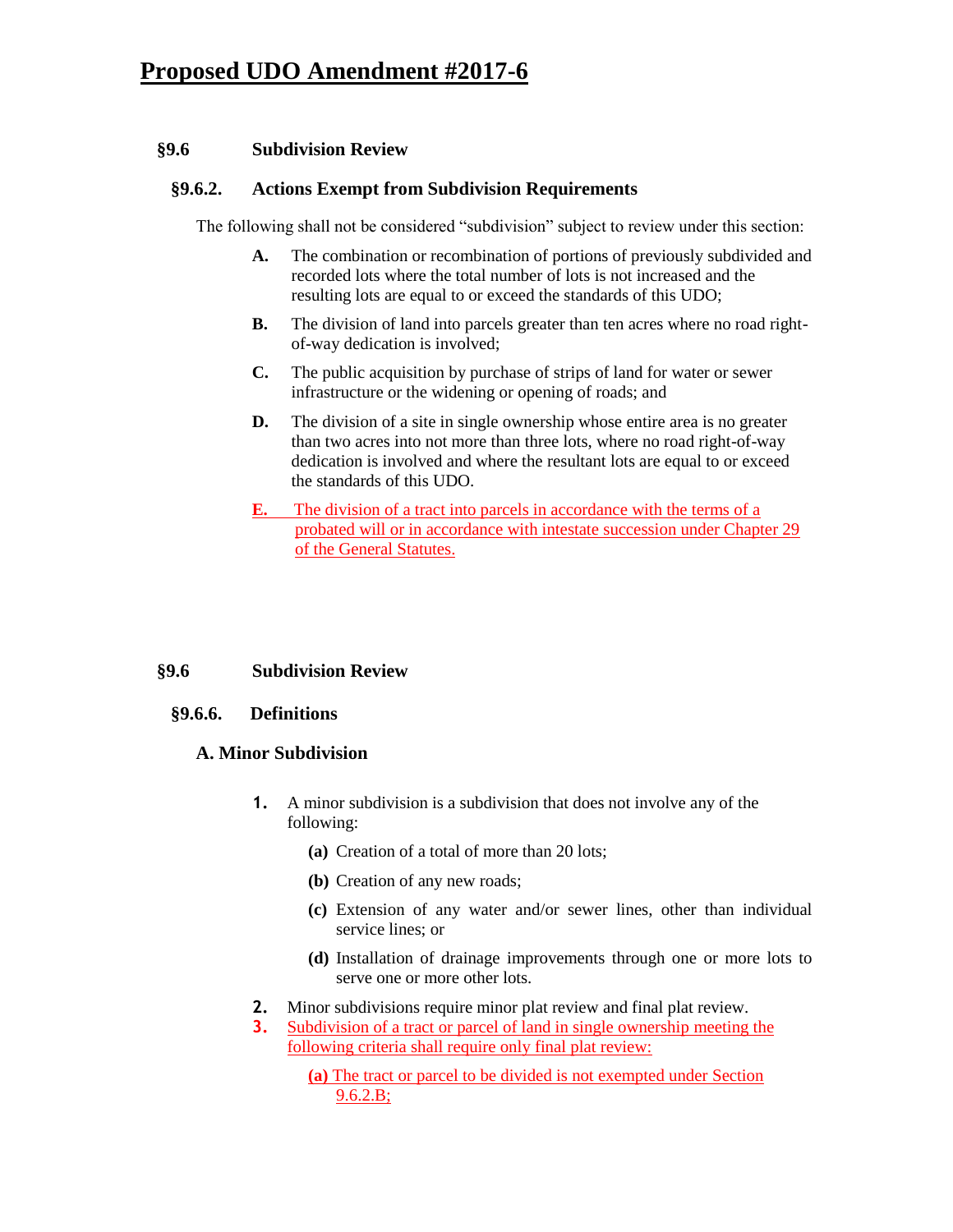# Proposed UDO Amendment #2017-6

### §9.6 Subdivision Review

#### §9.6.2. Actions Exempt from Subdivision Requirements

The following shall not be considered "subdivision" subject to review under this section:

- **A.** The combination or recombination of portions of previously subdivided and recorded lots where the total number of lots is not increased and the resulting lots are equal to or exceed the standards of this UDO;
- **B.** The division of land into parcels greater than ten acres where no road right-of-way dedication is involved;
- **C.** The public acquisition by purchase of strips of land for water or sewer infrastructure or the widening or opening of roads; and
- **D.** The division of a site in single ownership whose entire area is no greater than two acres into not more than three lots, where no road right-of-way dedication is involved and where the resultant lots are equal to or exceed the standards of this UDO.
- **E.** The division of a tract into parcels in accordance with the terms of a probated will or in accordance with intestate succession under Chapter 29 of the General Statutes.

### §9.6 Subdivision Review

#### §9.6.6. Definitions

#### A. Minor Subdivision

1. A minor subdivision is a subdivision that does not involve any of the following:
   - **(a)** Creation of a total of more than 20 lots;
   - **(b)** Creation of any new roads;
   - **(c)** Extension of any water and/or sewer lines, other than individual service lines; or
   - **(d)** Installation of drainage improvements through one or more lots to serve one or more other lots.
2. Minor subdivisions require minor plat review and final plat review.
3. Subdivision of a tract or parcel of land in single ownership meeting the following criteria shall require only final plat review:
   - **(a)** The tract or parcel to be divided is not exempted under Section 9.6.2.B;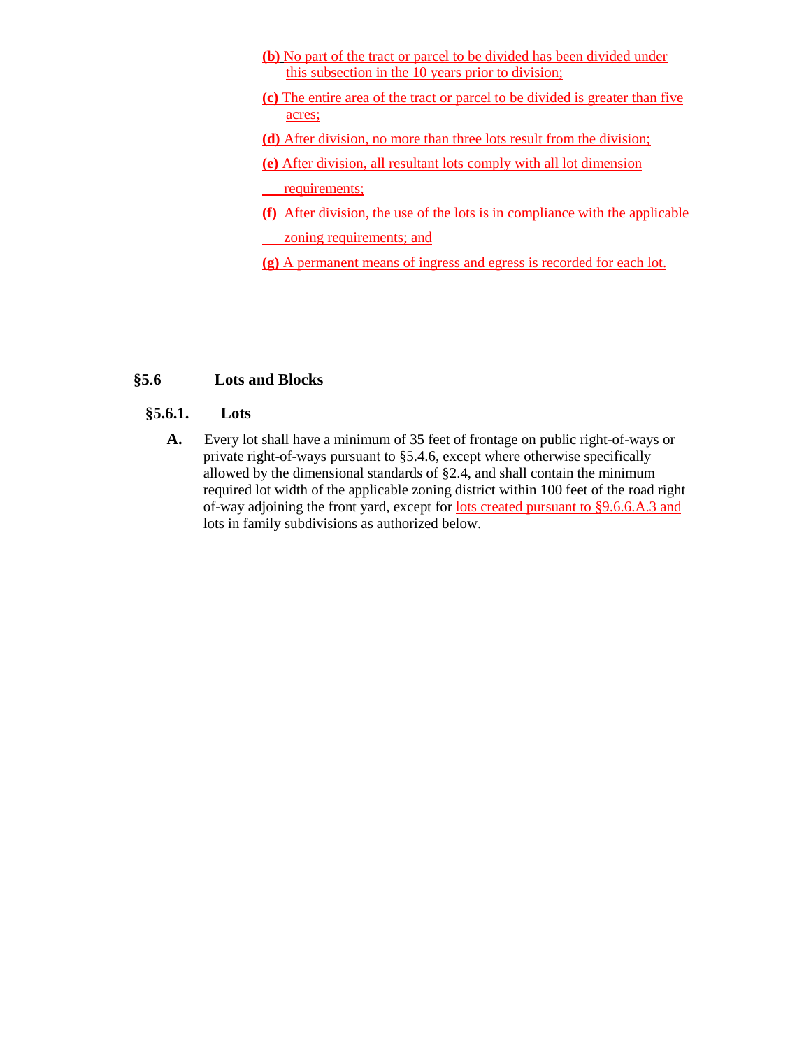(b) No part of the tract or parcel to be divided has been divided under this subsection in the 10 years prior to division;

(c) The entire area of the tract or parcel to be divided is greater than five acres;

(d) After division, no more than three lots result from the division;

(e) After division, all resultant lots comply with all lot dimension requirements;

(f) After division, the use of the lots is in compliance with the applicable zoning requirements; and

(g) A permanent means of ingress and egress is recorded for each lot.

## §5.6 Lots and Blocks

### §5.6.1. Lots

**A.** Every lot shall have a minimum of 35 feet of frontage on public right-of-ways or private right-of-ways pursuant to §5.4.6, except where otherwise specifically allowed by the dimensional standards of §2.4, and shall contain the minimum required lot width of the applicable zoning district within 100 feet of the road right of-way adjoining the front yard, except for lots created pursuant to §9.6.6.A.3 and lots in family subdivisions as authorized below.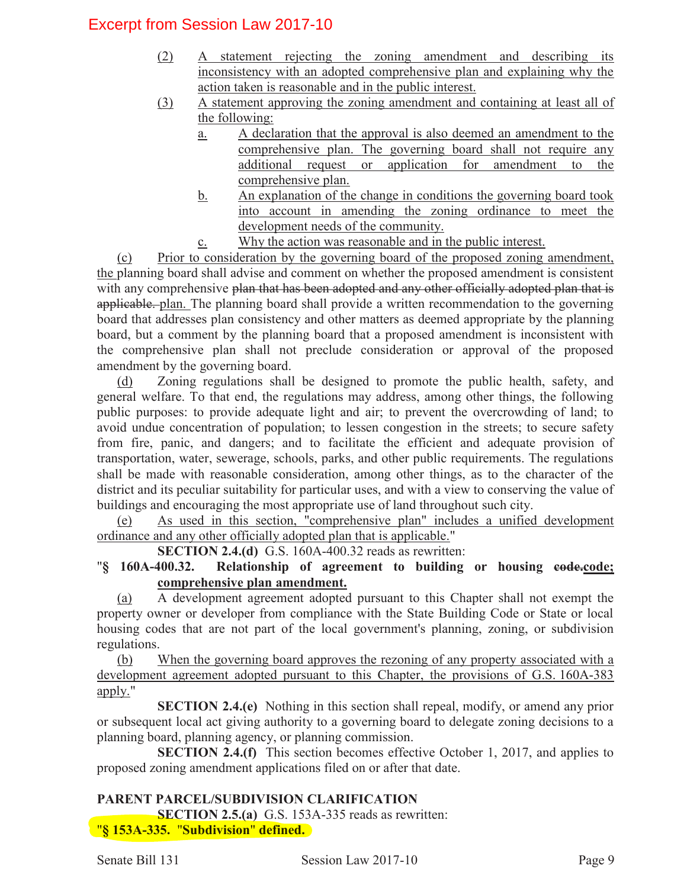Excerpt from Session Law 2017-10

(2) A statement rejecting the zoning amendment and describing its inconsistency with an adopted comprehensive plan and explaining why the action taken is reasonable and in the public interest.

(3) A statement approving the zoning amendment and containing at least all of the following:

a. A declaration that the approval is also deemed an amendment to the comprehensive plan. The governing board shall not require any additional request or application for amendment to the comprehensive plan.

b. An explanation of the change in conditions the governing board took into account in amending the zoning ordinance to meet the development needs of the community.

c. Why the action was reasonable and in the public interest.

(c) Prior to consideration by the governing board of the proposed zoning amendment, the planning board shall advise and comment on whether the proposed amendment is consistent with any comprehensive ~~plan that has been adopted and any other officially adopted plan that is applicable.~~ plan. The planning board shall provide a written recommendation to the governing board that addresses plan consistency and other matters as deemed appropriate by the planning board, but a comment by the planning board that a proposed amendment is inconsistent with the comprehensive plan shall not preclude consideration or approval of the proposed amendment by the governing board.

(d) Zoning regulations shall be designed to promote the public health, safety, and general welfare. To that end, the regulations may address, among other things, the following public purposes: to provide adequate light and air; to prevent the overcrowding of land; to avoid undue concentration of population; to lessen congestion in the streets; to secure safety from fire, panic, and dangers; and to facilitate the efficient and adequate provision of transportation, water, sewerage, schools, parks, and other public requirements. The regulations shall be made with reasonable consideration, among other things, as to the character of the district and its peculiar suitability for particular uses, and with a view to conserving the value of buildings and encouraging the most appropriate use of land throughout such city.

(e) As used in this section, "comprehensive plan" includes a unified development ordinance and any other officially adopted plan that is applicable."

**SECTION 2.4.(d)** G.S. 160A-400.32 reads as rewritten:

"**§ 160A-400.32. Relationship of agreement to building or housing ~~code.~~code; comprehensive plan amendment.**

(a) A development agreement adopted pursuant to this Chapter shall not exempt the property owner or developer from compliance with the State Building Code or State or local housing codes that are not part of the local government's planning, zoning, or subdivision regulations.

(b) When the governing board approves the rezoning of any property associated with a development agreement adopted pursuant to this Chapter, the provisions of G.S. 160A-383 apply."

**SECTION 2.4.(e)** Nothing in this section shall repeal, modify, or amend any prior or subsequent local act giving authority to a governing board to delegate zoning decisions to a planning board, planning agency, or planning commission.

**SECTION 2.4.(f)** This section becomes effective October 1, 2017, and applies to proposed zoning amendment applications filed on or after that date.

**PARENT PARCEL/SUBDIVISION CLARIFICATION**

**SECTION 2.5.(a)** G.S. 153A-335 reads as rewritten:

"**§ 153A-335. "Subdivision" defined.**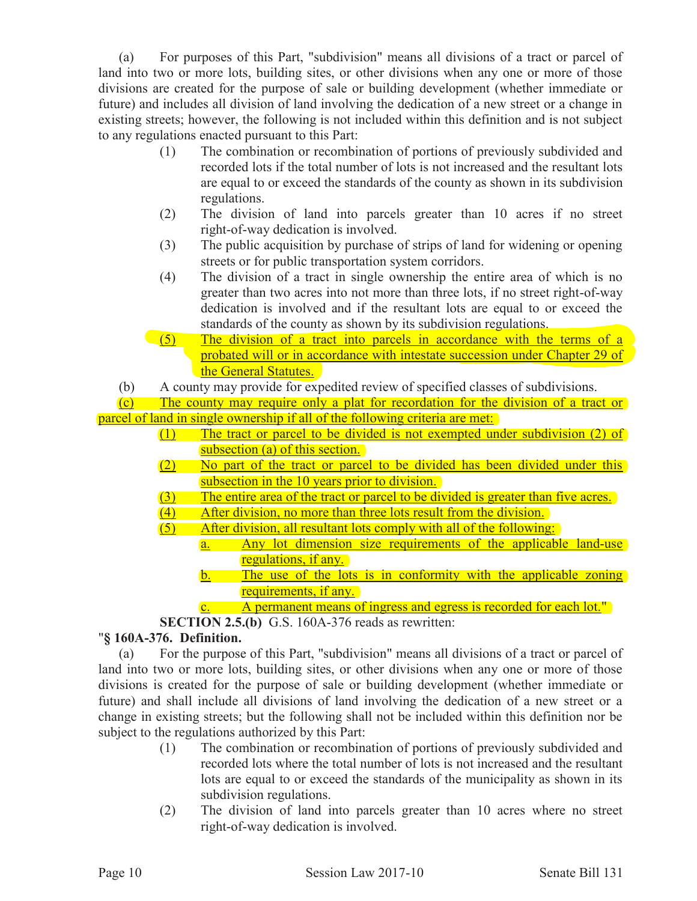(a) For purposes of this Part, "subdivision" means all divisions of a tract or parcel of land into two or more lots, building sites, or other divisions when any one or more of those divisions are created for the purpose of sale or building development (whether immediate or future) and includes all division of land involving the dedication of a new street or a change in existing streets; however, the following is not included within this definition and is not subject to any regulations enacted pursuant to this Part:

(1) The combination or recombination of portions of previously subdivided and recorded lots if the total number of lots is not increased and the resultant lots are equal to or exceed the standards of the county as shown in its subdivision regulations.

(2) The division of land into parcels greater than 10 acres if no street right-of-way dedication is involved.

(3) The public acquisition by purchase of strips of land for widening or opening streets or for public transportation system corridors.

(4) The division of a tract in single ownership the entire area of which is no greater than two acres into not more than three lots, if no street right-of-way dedication is involved and if the resultant lots are equal to or exceed the standards of the county as shown by its subdivision regulations.

(5) The division of a tract into parcels in accordance with the terms of a probated will or in accordance with intestate succession under Chapter 29 of the General Statutes.

(b) A county may provide for expedited review of specified classes of subdivisions.

(c) The county may require only a plat for recordation for the division of a tract or parcel of land in single ownership if all of the following criteria are met:

(1) The tract or parcel to be divided is not exempted under subdivision (2) of subsection (a) of this section.

(2) No part of the tract or parcel to be divided has been divided under this subsection in the 10 years prior to division.

(3) The entire area of the tract or parcel to be divided is greater than five acres.

(4) After division, no more than three lots result from the division.

(5) After division, all resultant lots comply with all of the following:

a. Any lot dimension size requirements of the applicable land-use regulations, if any.

b. The use of the lots is in conformity with the applicable zoning requirements, if any.

c. A permanent means of ingress and egress is recorded for each lot."

**SECTION 2.5.(b)** G.S. 160A-376 reads as rewritten:

"**§ 160A-376. Definition.**

(a) For the purpose of this Part, "subdivision" means all divisions of a tract or parcel of land into two or more lots, building sites, or other divisions when any one or more of those divisions is created for the purpose of sale or building development (whether immediate or future) and shall include all divisions of land involving the dedication of a new street or a change in existing streets; but the following shall not be included within this definition nor be subject to the regulations authorized by this Part:

(1) The combination or recombination of portions of previously subdivided and recorded lots where the total number of lots is not increased and the resultant lots are equal to or exceed the standards of the municipality as shown in its subdivision regulations.

(2) The division of land into parcels greater than 10 acres where no street right-of-way dedication is involved.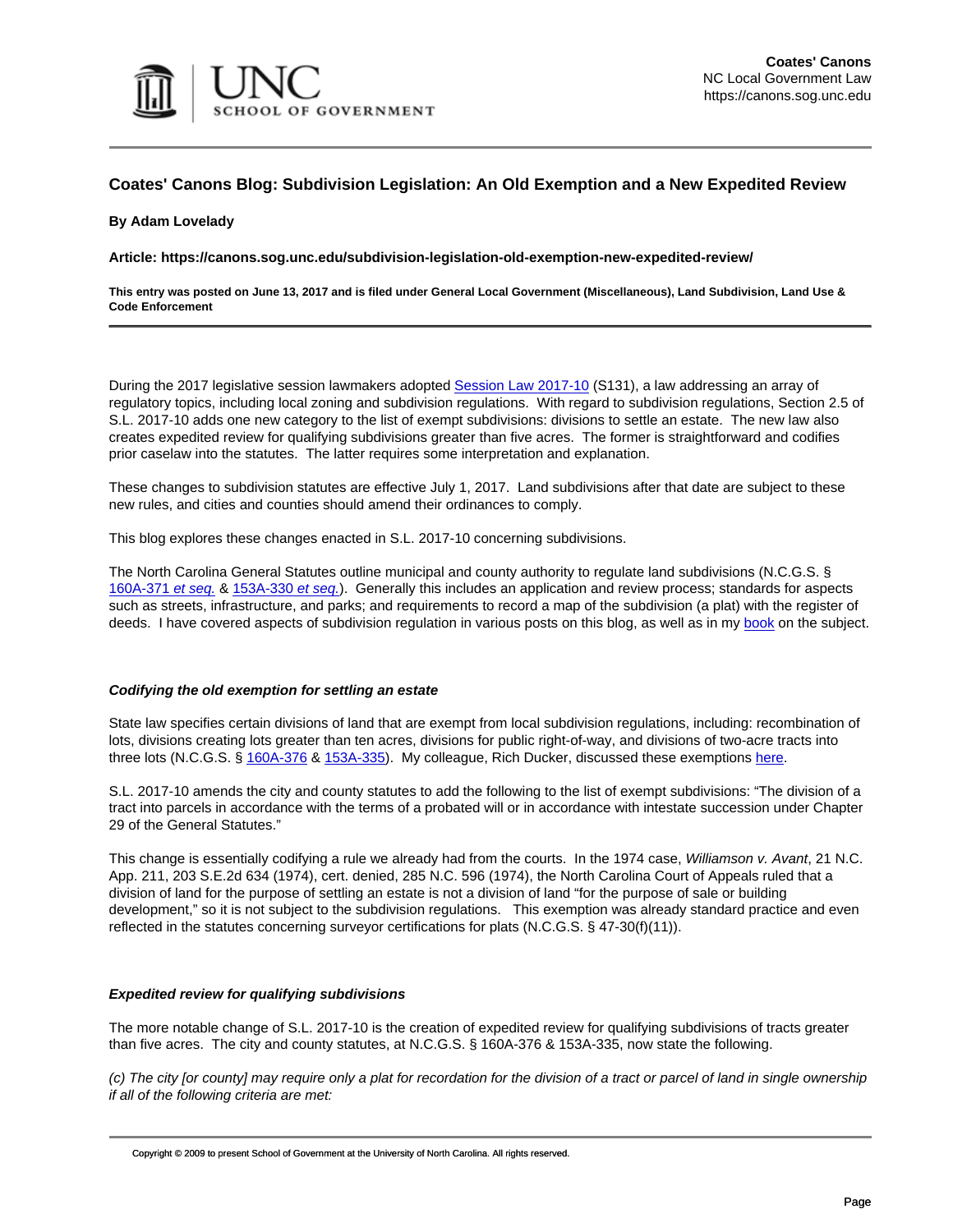## Coates' Canons Blog: Subdivision Legislation: An Old Exemption and a New Expedited Review

**By Adam Lovelady**

**Article: https://canons.sog.unc.edu/subdivision-legislation-old-exemption-new-expedited-review/**

**This entry was posted on June 13, 2017 and is filed under General Local Government (Miscellaneous), Land Subdivision, Land Use & Code Enforcement**

During the 2017 legislative session lawmakers adopted Session Law 2017-10 (S131), a law addressing an array of regulatory topics, including local zoning and subdivision regulations. With regard to subdivision regulations, Section 2.5 of S.L. 2017-10 adds one new category to the list of exempt subdivisions: divisions to settle an estate. The new law also creates expedited review for qualifying subdivisions greater than five acres. The former is straightforward and codifies prior caselaw into the statutes. The latter requires some interpretation and explanation.

These changes to subdivision statutes are effective July 1, 2017. Land subdivisions after that date are subject to these new rules, and cities and counties should amend their ordinances to comply.

This blog explores these changes enacted in S.L. 2017-10 concerning subdivisions.

The North Carolina General Statutes outline municipal and county authority to regulate land subdivisions (N.C.G.S. § 160A-371 *et seq.* & 153A-330 *et seq.*). Generally this includes an application and review process; standards for aspects such as streets, infrastructure, and parks; and requirements to record a map of the subdivision (a plat) with the register of deeds. I have covered aspects of subdivision regulation in various posts on this blog, as well as in my book on the subject.

### *Codifying the old exemption for settling an estate*

State law specifies certain divisions of land that are exempt from local subdivision regulations, including: recombination of lots, divisions creating lots greater than ten acres, divisions for public right-of-way, and divisions of two-acre tracts into three lots (N.C.G.S. § 160A-376 & 153A-335). My colleague, Rich Ducker, discussed these exemptions here.

S.L. 2017-10 amends the city and county statutes to add the following to the list of exempt subdivisions: "The division of a tract into parcels in accordance with the terms of a probated will or in accordance with intestate succession under Chapter 29 of the General Statutes."

This change is essentially codifying a rule we already had from the courts. In the 1974 case, *Williamson v. Avant*, 21 N.C. App. 211, 203 S.E.2d 634 (1974), cert. denied, 285 N.C. 596 (1974), the North Carolina Court of Appeals ruled that a division of land for the purpose of settling an estate is not a division of land "for the purpose of sale or building development," so it is not subject to the subdivision regulations. This exemption was already standard practice and even reflected in the statutes concerning surveyor certifications for plats (N.C.G.S. § 47-30(f)(11)).

### *Expedited review for qualifying subdivisions*

The more notable change of S.L. 2017-10 is the creation of expedited review for qualifying subdivisions of tracts greater than five acres. The city and county statutes, at N.C.G.S. § 160A-376 & 153A-335, now state the following.

*(c) The city [or county] may require only a plat for recordation for the division of a tract or parcel of land in single ownership if all of the following criteria are met:*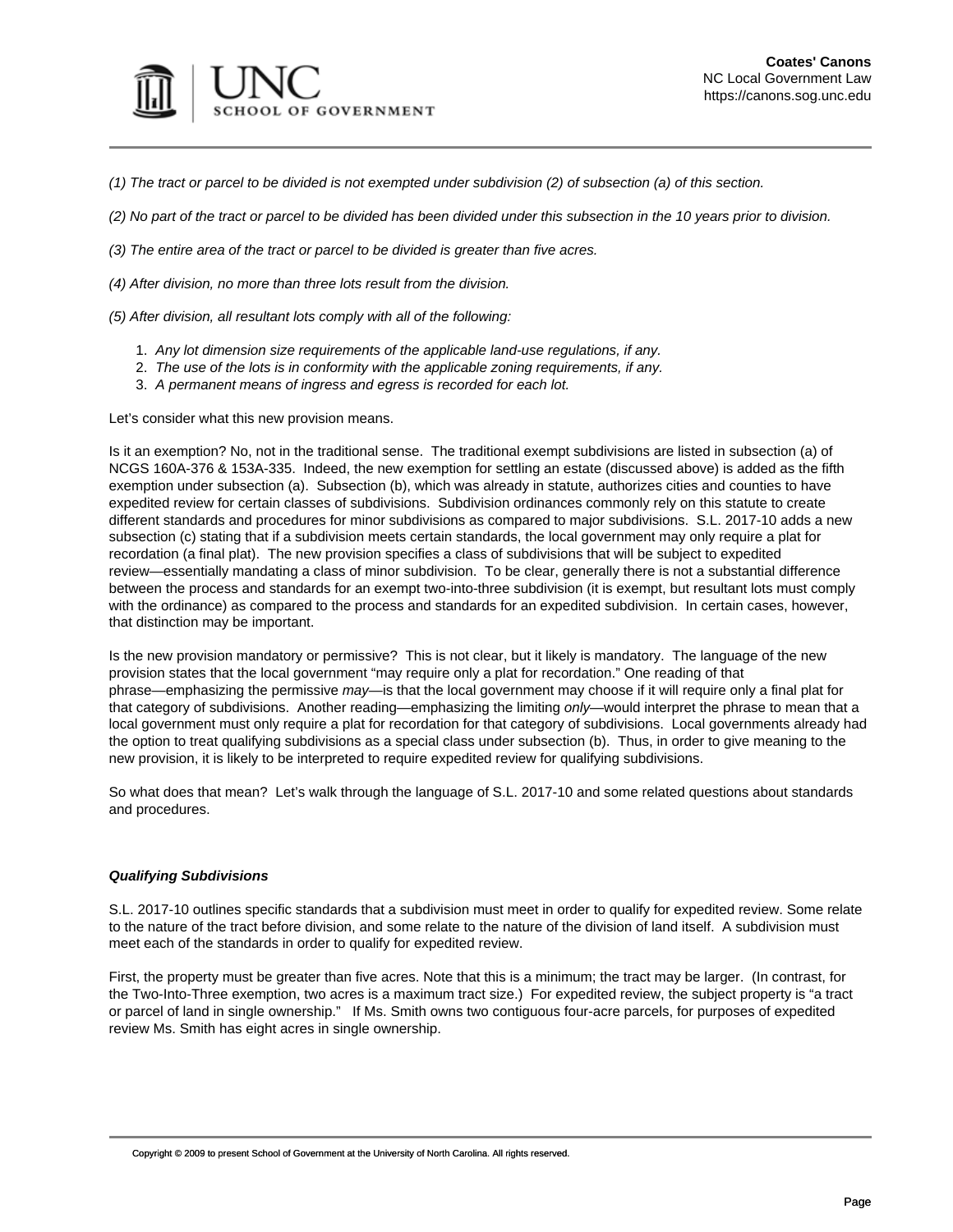*(1) The tract or parcel to be divided is not exempted under subdivision (2) of subsection (a) of this section.*

*(2) No part of the tract or parcel to be divided has been divided under this subsection in the 10 years prior to division.*

*(3) The entire area of the tract or parcel to be divided is greater than five acres.*

*(4) After division, no more than three lots result from the division.*

*(5) After division, all resultant lots comply with all of the following:*

1. *Any lot dimension size requirements of the applicable land-use regulations, if any.*
2. *The use of the lots is in conformity with the applicable zoning requirements, if any.*
3. *A permanent means of ingress and egress is recorded for each lot.*

Let's consider what this new provision means.

Is it an exemption? No, not in the traditional sense. The traditional exempt subdivisions are listed in subsection (a) of NCGS 160A-376 & 153A-335. Indeed, the new exemption for settling an estate (discussed above) is added as the fifth exemption under subsection (a). Subsection (b), which was already in statute, authorizes cities and counties to have expedited review for certain classes of subdivisions. Subdivision ordinances commonly rely on this statute to create different standards and procedures for minor subdivisions as compared to major subdivisions. S.L. 2017-10 adds a new subsection (c) stating that if a subdivision meets certain standards, the local government may only require a plat for recordation (a final plat). The new provision specifies a class of subdivisions that will be subject to expedited review—essentially mandating a class of minor subdivision. To be clear, generally there is not a substantial difference between the process and standards for an exempt two-into-three subdivision (it is exempt, but resultant lots must comply with the ordinance) as compared to the process and standards for an expedited subdivision. In certain cases, however, that distinction may be important.

Is the new provision mandatory or permissive? This is not clear, but it likely is mandatory. The language of the new provision states that the local government "may require only a plat for recordation." One reading of that phrase—emphasizing the permissive *may*—is that the local government may choose if it will require only a final plat for that category of subdivisions. Another reading—emphasizing the limiting *only*—would interpret the phrase to mean that a local government must only require a plat for recordation for that category of subdivisions. Local governments already had the option to treat qualifying subdivisions as a special class under subsection (b). Thus, in order to give meaning to the new provision, it is likely to be interpreted to require expedited review for qualifying subdivisions.

So what does that mean? Let's walk through the language of S.L. 2017-10 and some related questions about standards and procedures.

***Qualifying Subdivisions***

S.L. 2017-10 outlines specific standards that a subdivision must meet in order to qualify for expedited review. Some relate to the nature of the tract before division, and some relate to the nature of the division of land itself. A subdivision must meet each of the standards in order to qualify for expedited review.

First, the property must be greater than five acres. Note that this is a minimum; the tract may be larger. (In contrast, for the Two-Into-Three exemption, two acres is a maximum tract size.) For expedited review, the subject property is "a tract or parcel of land in single ownership." If Ms. Smith owns two contiguous four-acre parcels, for purposes of expedited review Ms. Smith has eight acres in single ownership.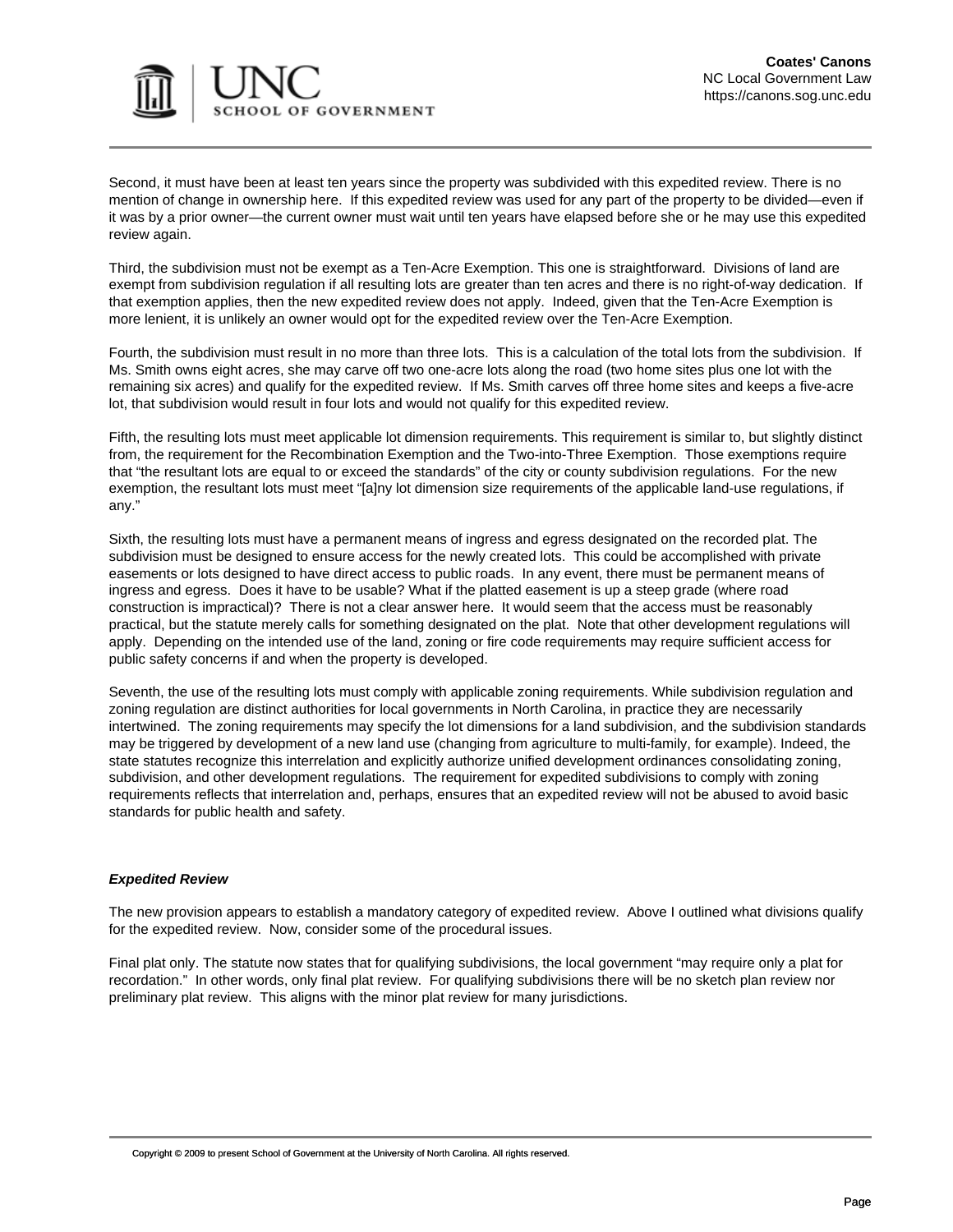Second, it must have been at least ten years since the property was subdivided with this expedited review. There is no mention of change in ownership here. If this expedited review was used for any part of the property to be divided—even if it was by a prior owner—the current owner must wait until ten years have elapsed before she or he may use this expedited review again.

Third, the subdivision must not be exempt as a Ten-Acre Exemption. This one is straightforward. Divisions of land are exempt from subdivision regulation if all resulting lots are greater than ten acres and there is no right-of-way dedication. If that exemption applies, then the new expedited review does not apply. Indeed, given that the Ten-Acre Exemption is more lenient, it is unlikely an owner would opt for the expedited review over the Ten-Acre Exemption.

Fourth, the subdivision must result in no more than three lots. This is a calculation of the total lots from the subdivision. If Ms. Smith owns eight acres, she may carve off two one-acre lots along the road (two home sites plus one lot with the remaining six acres) and qualify for the expedited review. If Ms. Smith carves off three home sites and keeps a five-acre lot, that subdivision would result in four lots and would not qualify for this expedited review.

Fifth, the resulting lots must meet applicable lot dimension requirements. This requirement is similar to, but slightly distinct from, the requirement for the Recombination Exemption and the Two-into-Three Exemption. Those exemptions require that "the resultant lots are equal to or exceed the standards" of the city or county subdivision regulations. For the new exemption, the resultant lots must meet "[a]ny lot dimension size requirements of the applicable land-use regulations, if any."

Sixth, the resulting lots must have a permanent means of ingress and egress designated on the recorded plat. The subdivision must be designed to ensure access for the newly created lots. This could be accomplished with private easements or lots designed to have direct access to public roads. In any event, there must be permanent means of ingress and egress. Does it have to be usable? What if the platted easement is up a steep grade (where road construction is impractical)? There is not a clear answer here. It would seem that the access must be reasonably practical, but the statute merely calls for something designated on the plat. Note that other development regulations will apply. Depending on the intended use of the land, zoning or fire code requirements may require sufficient access for public safety concerns if and when the property is developed.

Seventh, the use of the resulting lots must comply with applicable zoning requirements. While subdivision regulation and zoning regulation are distinct authorities for local governments in North Carolina, in practice they are necessarily intertwined. The zoning requirements may specify the lot dimensions for a land subdivision, and the subdivision standards may be triggered by development of a new land use (changing from agriculture to multi-family, for example). Indeed, the state statutes recognize this interrelation and explicitly authorize unified development ordinances consolidating zoning, subdivision, and other development regulations. The requirement for expedited subdivisions to comply with zoning requirements reflects that interrelation and, perhaps, ensures that an expedited review will not be abused to avoid basic standards for public health and safety.

### *Expedited Review*

The new provision appears to establish a mandatory category of expedited review. Above I outlined what divisions qualify for the expedited review. Now, consider some of the procedural issues.

Final plat only. The statute now states that for qualifying subdivisions, the local government "may require only a plat for recordation." In other words, only final plat review. For qualifying subdivisions there will be no sketch plan review nor preliminary plat review. This aligns with the minor plat review for many jurisdictions.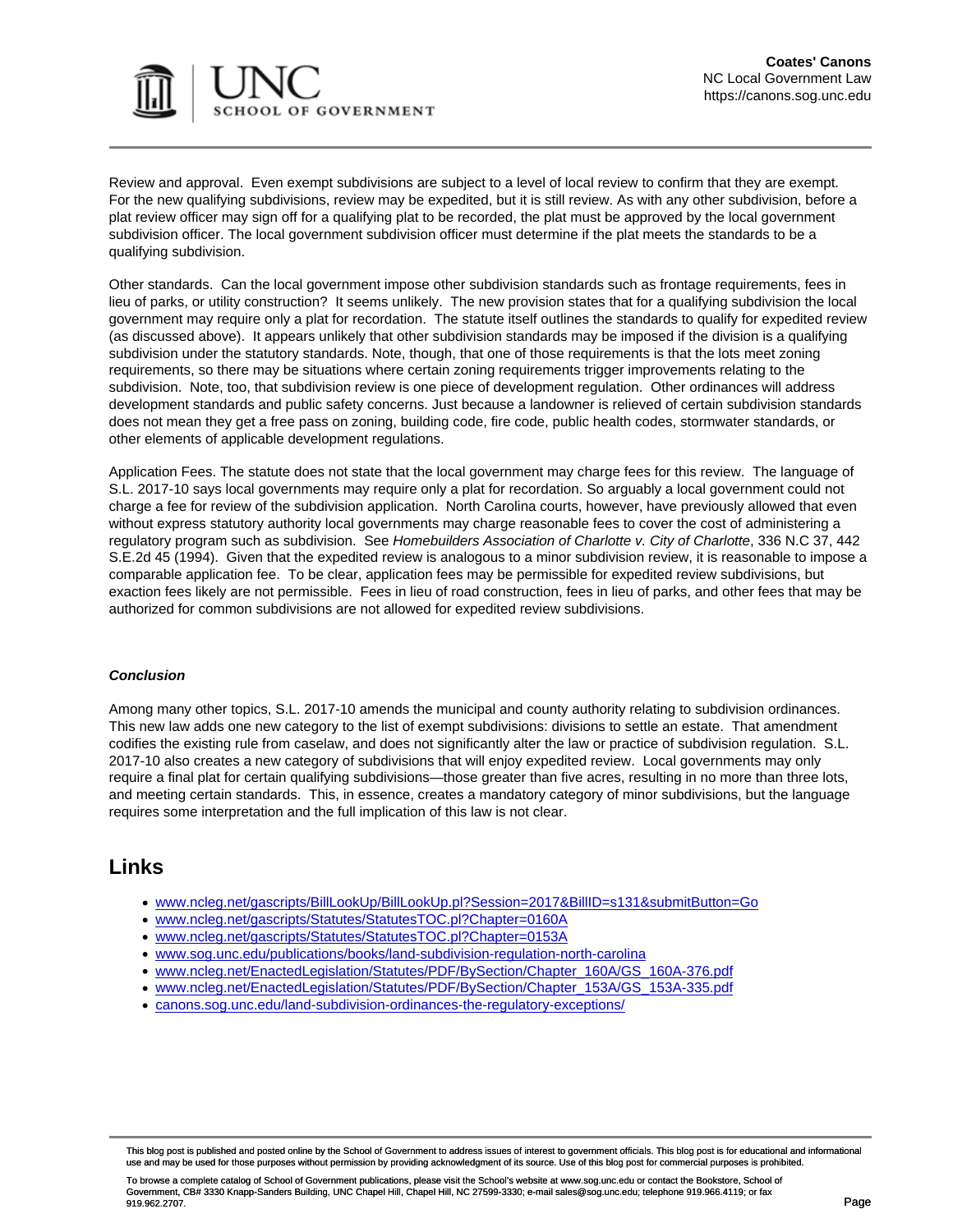Review and approval. Even exempt subdivisions are subject to a level of local review to confirm that they are exempt. For the new qualifying subdivisions, review may be expedited, but it is still review. As with any other subdivision, before a plat review officer may sign off for a qualifying plat to be recorded, the plat must be approved by the local government subdivision officer. The local government subdivision officer must determine if the plat meets the standards to be a qualifying subdivision.

Other standards. Can the local government impose other subdivision standards such as frontage requirements, fees in lieu of parks, or utility construction? It seems unlikely. The new provision states that for a qualifying subdivision the local government may require only a plat for recordation. The statute itself outlines the standards to qualify for expedited review (as discussed above). It appears unlikely that other subdivision standards may be imposed if the division is a qualifying subdivision under the statutory standards. Note, though, that one of those requirements is that the lots meet zoning requirements, so there may be situations where certain zoning requirements trigger improvements relating to the subdivision. Note, too, that subdivision review is one piece of development regulation. Other ordinances will address development standards and public safety concerns. Just because a landowner is relieved of certain subdivision standards does not mean they get a free pass on zoning, building code, fire code, public health codes, stormwater standards, or other elements of applicable development regulations.

Application Fees. The statute does not state that the local government may charge fees for this review. The language of S.L. 2017-10 says local governments may require only a plat for recordation. So arguably a local government could not charge a fee for review of the subdivision application. North Carolina courts, however, have previously allowed that even without express statutory authority local governments may charge reasonable fees to cover the cost of administering a regulatory program such as subdivision. See *Homebuilders Association of Charlotte v. City of Charlotte*, 336 N.C 37, 442 S.E.2d 45 (1994). Given that the expedited review is analogous to a minor subdivision review, it is reasonable to impose a comparable application fee. To be clear, application fees may be permissible for expedited review subdivisions, but exaction fees likely are not permissible. Fees in lieu of road construction, fees in lieu of parks, and other fees that may be authorized for common subdivisions are not allowed for expedited review subdivisions.

***Conclusion***

Among many other topics, S.L. 2017-10 amends the municipal and county authority relating to subdivision ordinances. This new law adds one new category to the list of exempt subdivisions: divisions to settle an estate. That amendment codifies the existing rule from caselaw, and does not significantly alter the law or practice of subdivision regulation. S.L. 2017-10 also creates a new category of subdivisions that will enjoy expedited review. Local governments may only require a final plat for certain qualifying subdivisions—those greater than five acres, resulting in no more than three lots, and meeting certain standards. This, in essence, creates a mandatory category of minor subdivisions, but the language requires some interpretation and the full implication of this law is not clear.

## Links

- www.ncleg.net/gascripts/BillLookUp/BillLookUp.pl?Session=2017&BillID=s131&submitButton=Go
- www.ncleg.net/gascripts/Statutes/StatutesTOC.pl?Chapter=0160A
- www.ncleg.net/gascripts/Statutes/StatutesTOC.pl?Chapter=0153A
- www.sog.unc.edu/publications/books/land-subdivision-regulation-north-carolina
- www.ncleg.net/EnactedLegislation/Statutes/PDF/BySection/Chapter_160A/GS_160A-376.pdf
- www.ncleg.net/EnactedLegislation/Statutes/PDF/BySection/Chapter_153A/GS_153A-335.pdf
- canons.sog.unc.edu/land-subdivision-ordinances-the-regulatory-exceptions/